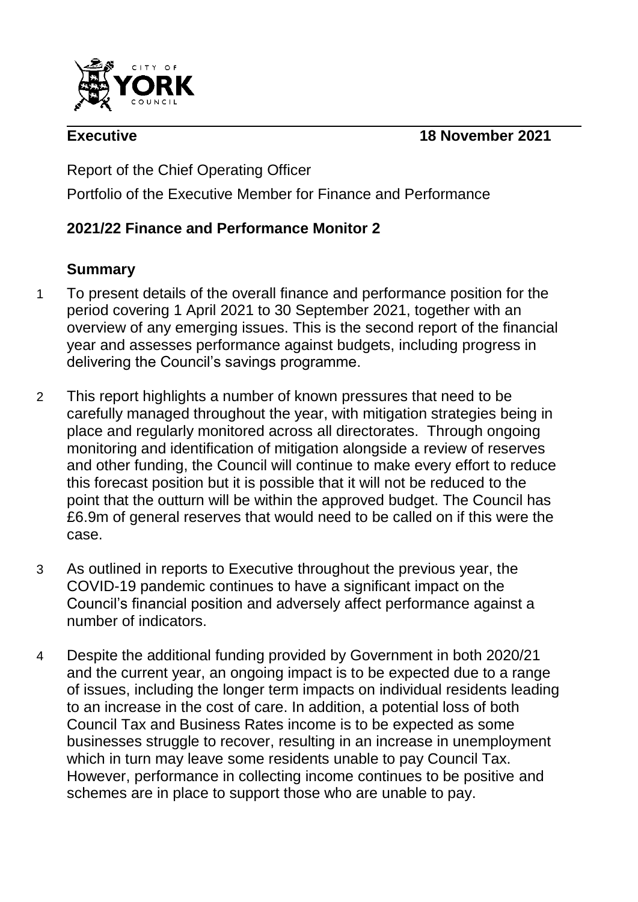**Executive** **18 November 2021**

Report of the Chief Operating Officer

Portfolio of the Executive Member for Finance and Performance

## 2021/22 Finance and Performance Monitor 2

### Summary

1 To present details of the overall finance and performance position for the period covering 1 April 2021 to 30 September 2021, together with an overview of any emerging issues. This is the second report of the financial year and assesses performance against budgets, including progress in delivering the Council's savings programme.

2 This report highlights a number of known pressures that need to be carefully managed throughout the year, with mitigation strategies being in place and regularly monitored across all directorates. Through ongoing monitoring and identification of mitigation alongside a review of reserves and other funding, the Council will continue to make every effort to reduce this forecast position but it is possible that it will not be reduced to the point that the outturn will be within the approved budget. The Council has £6.9m of general reserves that would need to be called on if this were the case.

3 As outlined in reports to Executive throughout the previous year, the COVID-19 pandemic continues to have a significant impact on the Council's financial position and adversely affect performance against a number of indicators.

4 Despite the additional funding provided by Government in both 2020/21 and the current year, an ongoing impact is to be expected due to a range of issues, including the longer term impacts on individual residents leading to an increase in the cost of care. In addition, a potential loss of both Council Tax and Business Rates income is to be expected as some businesses struggle to recover, resulting in an increase in unemployment which in turn may leave some residents unable to pay Council Tax. However, performance in collecting income continues to be positive and schemes are in place to support those who are unable to pay.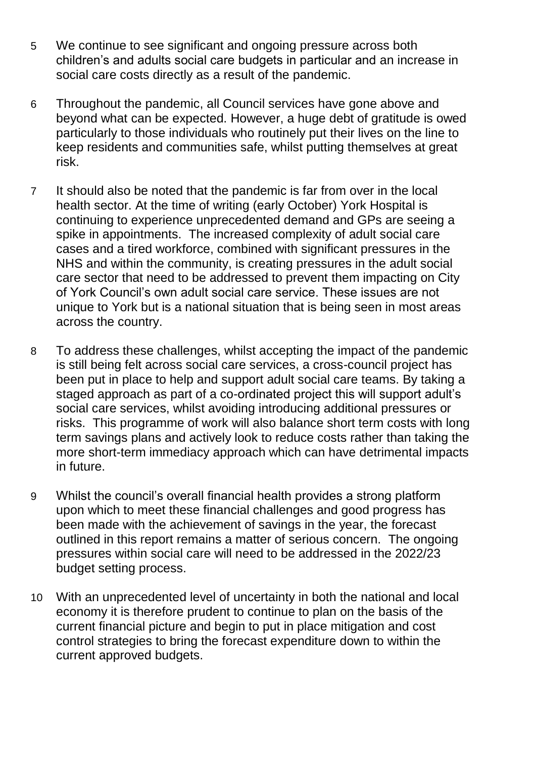5 We continue to see significant and ongoing pressure across both children's and adults social care budgets in particular and an increase in social care costs directly as a result of the pandemic.

6 Throughout the pandemic, all Council services have gone above and beyond what can be expected. However, a huge debt of gratitude is owed particularly to those individuals who routinely put their lives on the line to keep residents and communities safe, whilst putting themselves at great risk.

7 It should also be noted that the pandemic is far from over in the local health sector. At the time of writing (early October) York Hospital is continuing to experience unprecedented demand and GPs are seeing a spike in appointments. The increased complexity of adult social care cases and a tired workforce, combined with significant pressures in the NHS and within the community, is creating pressures in the adult social care sector that need to be addressed to prevent them impacting on City of York Council's own adult social care service. These issues are not unique to York but is a national situation that is being seen in most areas across the country.

8 To address these challenges, whilst accepting the impact of the pandemic is still being felt across social care services, a cross-council project has been put in place to help and support adult social care teams. By taking a staged approach as part of a co-ordinated project this will support adult's social care services, whilst avoiding introducing additional pressures or risks. This programme of work will also balance short term costs with long term savings plans and actively look to reduce costs rather than taking the more short-term immediacy approach which can have detrimental impacts in future.

9 Whilst the council's overall financial health provides a strong platform upon which to meet these financial challenges and good progress has been made with the achievement of savings in the year, the forecast outlined in this report remains a matter of serious concern. The ongoing pressures within social care will need to be addressed in the 2022/23 budget setting process.

10 With an unprecedented level of uncertainty in both the national and local economy it is therefore prudent to continue to plan on the basis of the current financial picture and begin to put in place mitigation and cost control strategies to bring the forecast expenditure down to within the current approved budgets.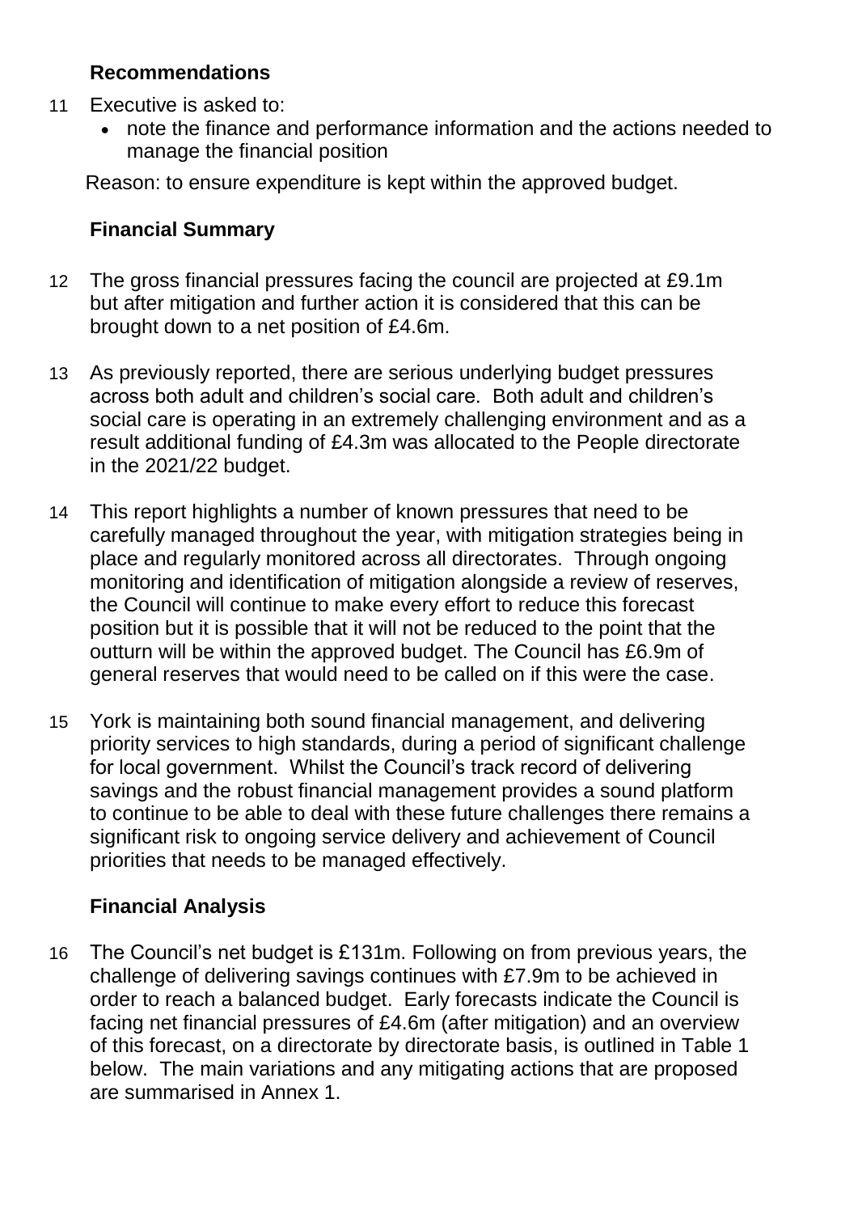## Recommendations

11 Executive is asked to:

- note the finance and performance information and the actions needed to manage the financial position

Reason: to ensure expenditure is kept within the approved budget.

## Financial Summary

12 The gross financial pressures facing the council are projected at £9.1m but after mitigation and further action it is considered that this can be brought down to a net position of £4.6m.

13 As previously reported, there are serious underlying budget pressures across both adult and children's social care. Both adult and children's social care is operating in an extremely challenging environment and as a result additional funding of £4.3m was allocated to the People directorate in the 2021/22 budget.

14 This report highlights a number of known pressures that need to be carefully managed throughout the year, with mitigation strategies being in place and regularly monitored across all directorates. Through ongoing monitoring and identification of mitigation alongside a review of reserves, the Council will continue to make every effort to reduce this forecast position but it is possible that it will not be reduced to the point that the outturn will be within the approved budget. The Council has £6.9m of general reserves that would need to be called on if this were the case.

15 York is maintaining both sound financial management, and delivering priority services to high standards, during a period of significant challenge for local government. Whilst the Council's track record of delivering savings and the robust financial management provides a sound platform to continue to be able to deal with these future challenges there remains a significant risk to ongoing service delivery and achievement of Council priorities that needs to be managed effectively.

## Financial Analysis

16 The Council's net budget is £131m. Following on from previous years, the challenge of delivering savings continues with £7.9m to be achieved in order to reach a balanced budget. Early forecasts indicate the Council is facing net financial pressures of £4.6m (after mitigation) and an overview of this forecast, on a directorate by directorate basis, is outlined in Table 1 below. The main variations and any mitigating actions that are proposed are summarised in Annex 1.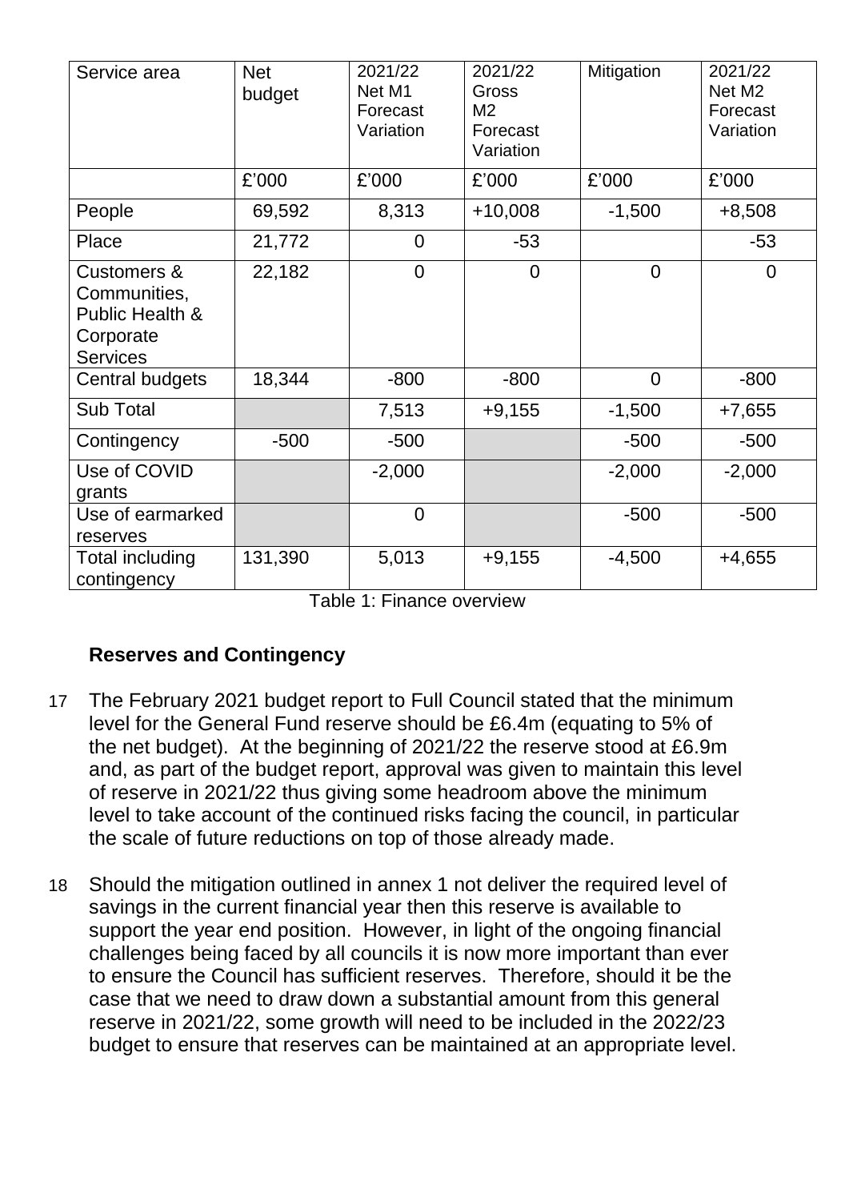| Service area | Net budget | 2021/22 Net M1 Forecast Variation | 2021/22 Gross M2 Forecast Variation | Mitigation | 2021/22 Net M2 Forecast Variation |
|---|---|---|---|---|---|
| | £'000 | £'000 | £'000 | £'000 | £'000 |
| People | 69,592 | 8,313 | +10,008 | -1,500 | +8,508 |
| Place | 21,772 | 0 | -53 | | -53 |
| Customers & Communities, Public Health & Corporate Services | 22,182 | 0 | 0 | 0 | 0 |
| Central budgets | 18,344 | -800 | -800 | 0 | -800 |
| Sub Total | | 7,513 | +9,155 | -1,500 | +7,655 |
| Contingency | -500 | -500 | | -500 | -500 |
| Use of COVID grants | | -2,000 | | -2,000 | -2,000 |
| Use of earmarked reserves | | 0 | | -500 | -500 |
| Total including contingency | 131,390 | 5,013 | +9,155 | -4,500 | +4,655 |

Table 1: Finance overview

## Reserves and Contingency

17 The February 2021 budget report to Full Council stated that the minimum level for the General Fund reserve should be £6.4m (equating to 5% of the net budget). At the beginning of 2021/22 the reserve stood at £6.9m and, as part of the budget report, approval was given to maintain this level of reserve in 2021/22 thus giving some headroom above the minimum level to take account of the continued risks facing the council, in particular the scale of future reductions on top of those already made.

18 Should the mitigation outlined in annex 1 not deliver the required level of savings in the current financial year then this reserve is available to support the year end position. However, in light of the ongoing financial challenges being faced by all councils it is now more important than ever to ensure the Council has sufficient reserves. Therefore, should it be the case that we need to draw down a substantial amount from this general reserve in 2021/22, some growth will need to be included in the 2022/23 budget to ensure that reserves can be maintained at an appropriate level.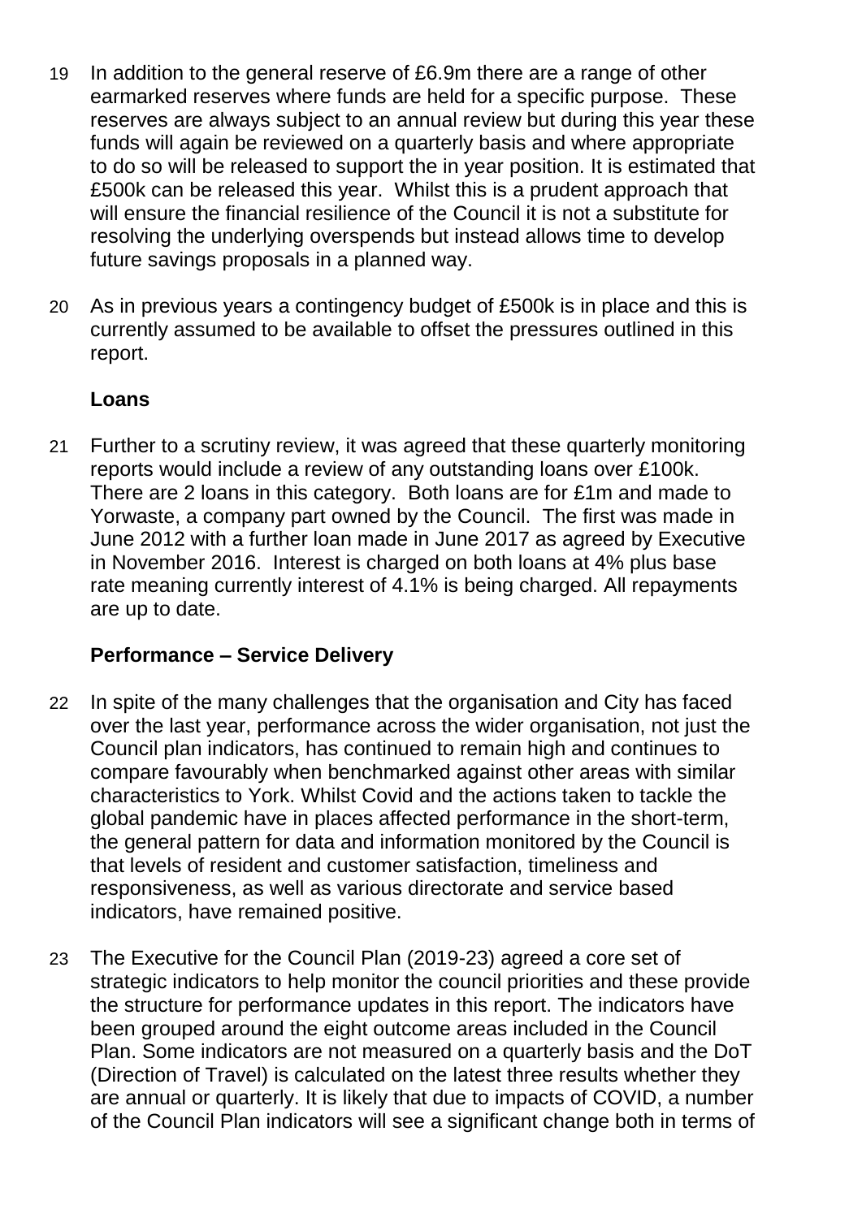19 In addition to the general reserve of £6.9m there are a range of other earmarked reserves where funds are held for a specific purpose. These reserves are always subject to an annual review but during this year these funds will again be reviewed on a quarterly basis and where appropriate to do so will be released to support the in year position. It is estimated that £500k can be released this year. Whilst this is a prudent approach that will ensure the financial resilience of the Council it is not a substitute for resolving the underlying overspends but instead allows time to develop future savings proposals in a planned way.

20 As in previous years a contingency budget of £500k is in place and this is currently assumed to be available to offset the pressures outlined in this report.

**Loans**

21 Further to a scrutiny review, it was agreed that these quarterly monitoring reports would include a review of any outstanding loans over £100k. There are 2 loans in this category. Both loans are for £1m and made to Yorwaste, a company part owned by the Council. The first was made in June 2012 with a further loan made in June 2017 as agreed by Executive in November 2016. Interest is charged on both loans at 4% plus base rate meaning currently interest of 4.1% is being charged. All repayments are up to date.

**Performance – Service Delivery**

22 In spite of the many challenges that the organisation and City has faced over the last year, performance across the wider organisation, not just the Council plan indicators, has continued to remain high and continues to compare favourably when benchmarked against other areas with similar characteristics to York. Whilst Covid and the actions taken to tackle the global pandemic have in places affected performance in the short-term, the general pattern for data and information monitored by the Council is that levels of resident and customer satisfaction, timeliness and responsiveness, as well as various directorate and service based indicators, have remained positive.

23 The Executive for the Council Plan (2019-23) agreed a core set of strategic indicators to help monitor the council priorities and these provide the structure for performance updates in this report. The indicators have been grouped around the eight outcome areas included in the Council Plan. Some indicators are not measured on a quarterly basis and the DoT (Direction of Travel) is calculated on the latest three results whether they are annual or quarterly. It is likely that due to impacts of COVID, a number of the Council Plan indicators will see a significant change both in terms of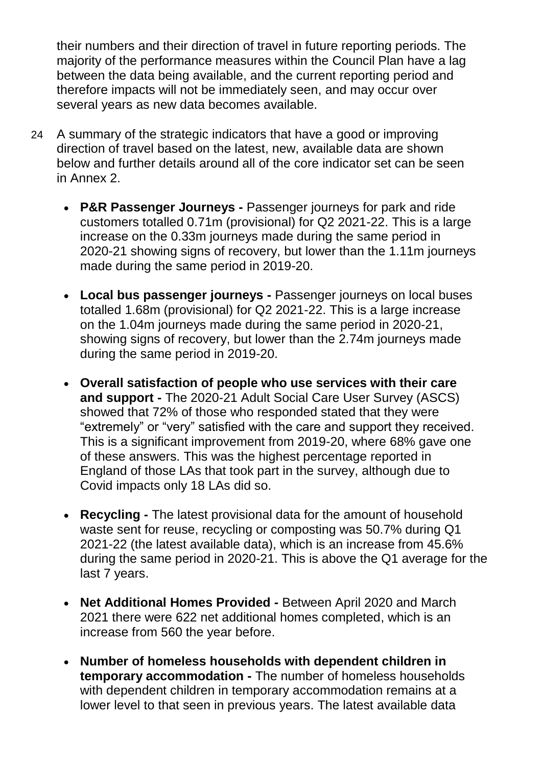their numbers and their direction of travel in future reporting periods. The majority of the performance measures within the Council Plan have a lag between the data being available, and the current reporting period and therefore impacts will not be immediately seen, and may occur over several years as new data becomes available.

24 A summary of the strategic indicators that have a good or improving direction of travel based on the latest, new, available data are shown below and further details around all of the core indicator set can be seen in Annex 2.

- **P&R Passenger Journeys -** Passenger journeys for park and ride customers totalled 0.71m (provisional) for Q2 2021-22. This is a large increase on the 0.33m journeys made during the same period in 2020-21 showing signs of recovery, but lower than the 1.11m journeys made during the same period in 2019-20.

- **Local bus passenger journeys -** Passenger journeys on local buses totalled 1.68m (provisional) for Q2 2021-22. This is a large increase on the 1.04m journeys made during the same period in 2020-21, showing signs of recovery, but lower than the 2.74m journeys made during the same period in 2019-20.

- **Overall satisfaction of people who use services with their care and support -** The 2020-21 Adult Social Care User Survey (ASCS) showed that 72% of those who responded stated that they were "extremely" or "very" satisfied with the care and support they received. This is a significant improvement from 2019-20, where 68% gave one of these answers. This was the highest percentage reported in England of those LAs that took part in the survey, although due to Covid impacts only 18 LAs did so.

- **Recycling -** The latest provisional data for the amount of household waste sent for reuse, recycling or composting was 50.7% during Q1 2021-22 (the latest available data), which is an increase from 45.6% during the same period in 2020-21. This is above the Q1 average for the last 7 years.

- **Net Additional Homes Provided -** Between April 2020 and March 2021 there were 622 net additional homes completed, which is an increase from 560 the year before.

- **Number of homeless households with dependent children in temporary accommodation -** The number of homeless households with dependent children in temporary accommodation remains at a lower level to that seen in previous years. The latest available data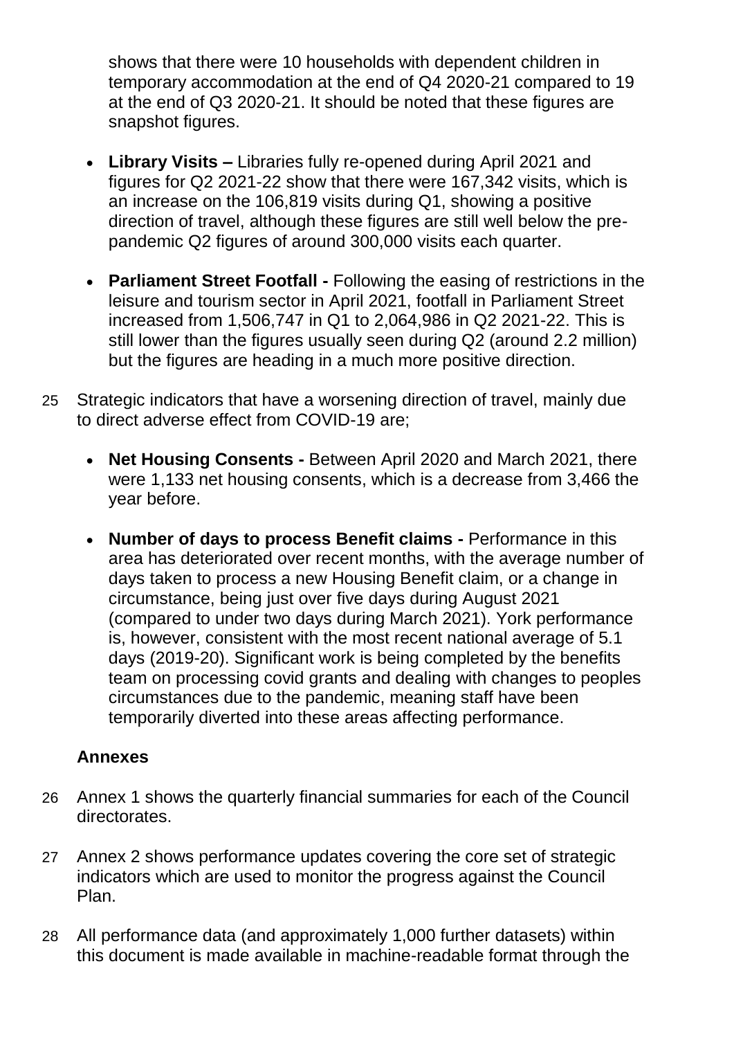shows that there were 10 households with dependent children in temporary accommodation at the end of Q4 2020-21 compared to 19 at the end of Q3 2020-21. It should be noted that these figures are snapshot figures.

- **Library Visits –** Libraries fully re-opened during April 2021 and figures for Q2 2021-22 show that there were 167,342 visits, which is an increase on the 106,819 visits during Q1, showing a positive direction of travel, although these figures are still well below the pre-pandemic Q2 figures of around 300,000 visits each quarter.

- **Parliament Street Footfall -** Following the easing of restrictions in the leisure and tourism sector in April 2021, footfall in Parliament Street increased from 1,506,747 in Q1 to 2,064,986 in Q2 2021-22. This is still lower than the figures usually seen during Q2 (around 2.2 million) but the figures are heading in a much more positive direction.

25 Strategic indicators that have a worsening direction of travel, mainly due to direct adverse effect from COVID-19 are;

- **Net Housing Consents -** Between April 2020 and March 2021, there were 1,133 net housing consents, which is a decrease from 3,466 the year before.

- **Number of days to process Benefit claims -** Performance in this area has deteriorated over recent months, with the average number of days taken to process a new Housing Benefit claim, or a change in circumstance, being just over five days during August 2021 (compared to under two days during March 2021). York performance is, however, consistent with the most recent national average of 5.1 days (2019-20). Significant work is being completed by the benefits team on processing covid grants and dealing with changes to peoples circumstances due to the pandemic, meaning staff have been temporarily diverted into these areas affecting performance.

### Annexes

26 Annex 1 shows the quarterly financial summaries for each of the Council directorates.

27 Annex 2 shows performance updates covering the core set of strategic indicators which are used to monitor the progress against the Council Plan.

28 All performance data (and approximately 1,000 further datasets) within this document is made available in machine-readable format through the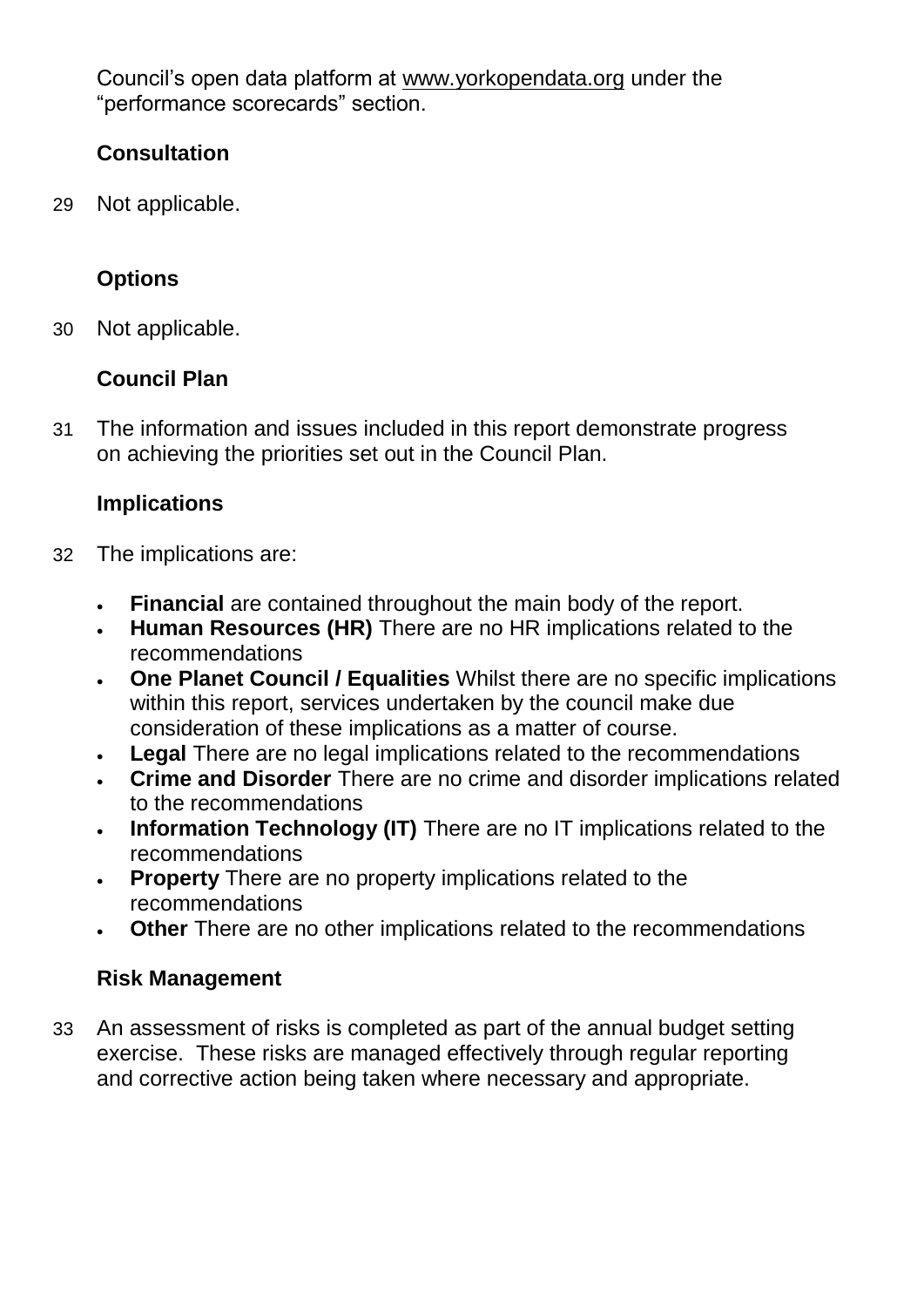Council's open data platform at www.yorkopendata.org under the "performance scorecards" section.

## Consultation

29 Not applicable.

## Options

30 Not applicable.

## Council Plan

31 The information and issues included in this report demonstrate progress on achieving the priorities set out in the Council Plan.

## Implications

32 The implications are:

- **Financial** are contained throughout the main body of the report.
- **Human Resources (HR)** There are no HR implications related to the recommendations
- **One Planet Council / Equalities** Whilst there are no specific implications within this report, services undertaken by the council make due consideration of these implications as a matter of course.
- **Legal** There are no legal implications related to the recommendations
- **Crime and Disorder** There are no crime and disorder implications related to the recommendations
- **Information Technology (IT)** There are no IT implications related to the recommendations
- **Property** There are no property implications related to the recommendations
- **Other** There are no other implications related to the recommendations

## Risk Management

33 An assessment of risks is completed as part of the annual budget setting exercise. These risks are managed effectively through regular reporting and corrective action being taken where necessary and appropriate.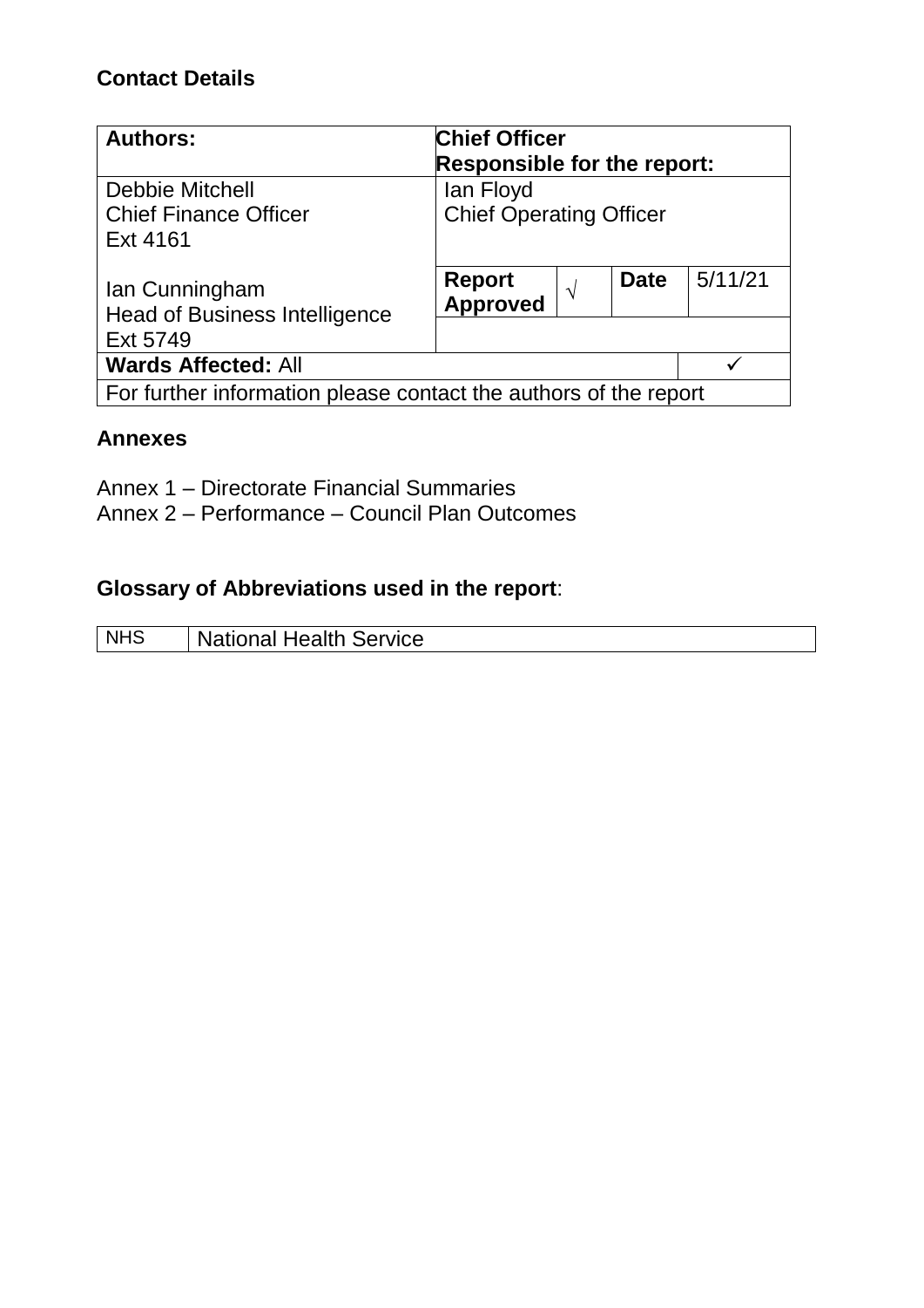**Contact Details**

| Authors: | Chief Officer Responsible for the report: | | | |
|---|---|---|---|---|
| Debbie Mitchell<br>Chief Finance Officer<br>Ext 4161<br><br>Ian Cunningham<br>Head of Business Intelligence<br>Ext 5749 | Ian Floyd<br>Chief Operating Officer | | | |
| | **Report Approved** | √ | **Date** | 5/11/21 |
| **Wards Affected:** All | | | | ✓ |
| For further information please contact the authors of the report | | | | |

**Annexes**

Annex 1 – Directorate Financial Summaries
Annex 2 – Performance – Council Plan Outcomes

**Glossary of Abbreviations used in the report**:

| | |
|---|---|
| NHS | National Health Service |